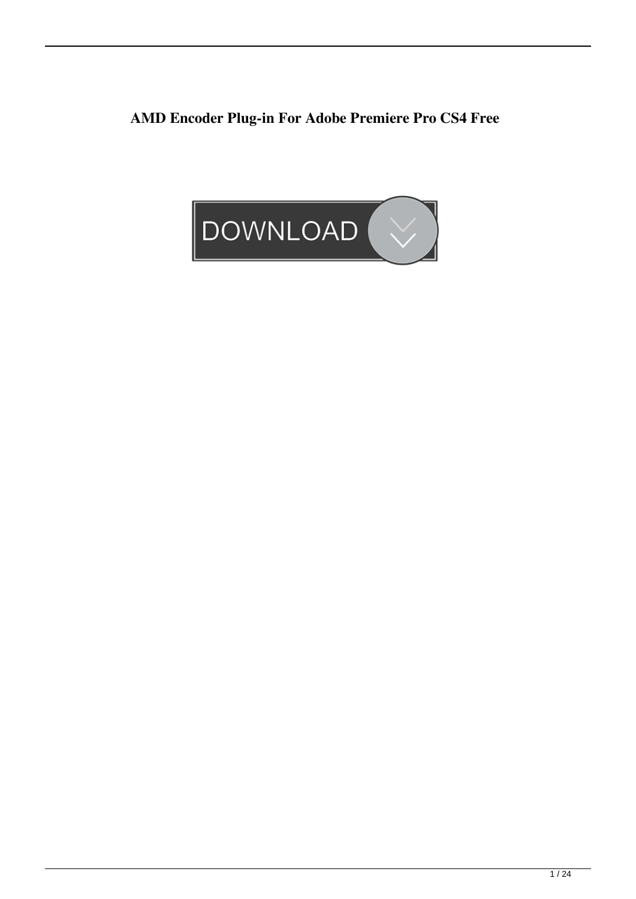**AMD Encoder Plug-in For Adobe Premiere Pro CS4 Free**

DOWNLOAD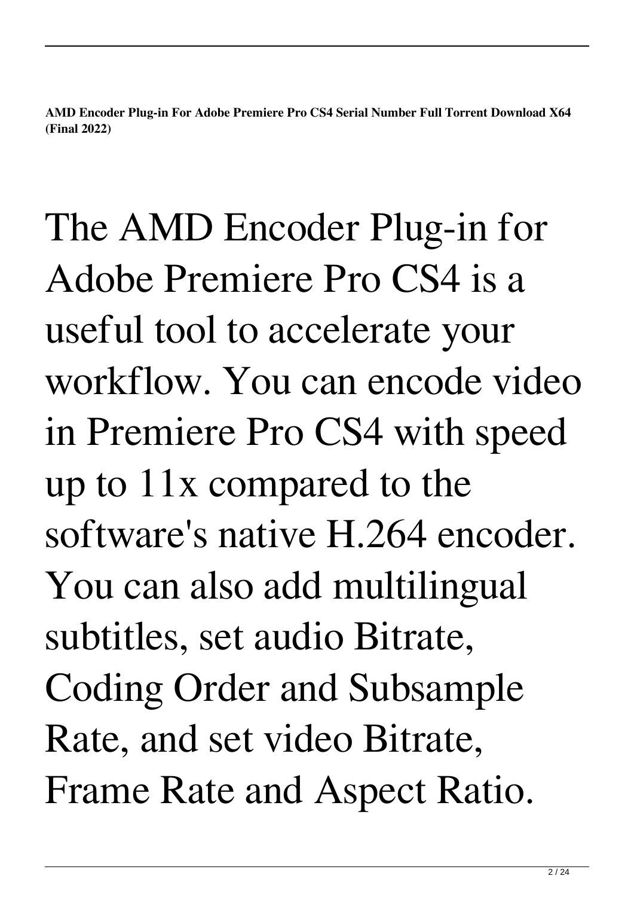**AMD Encoder Plug-in For Adobe Premiere Pro CS4 Serial Number Full Torrent Download X64 (Final 2022)**

The AMD Encoder Plug-in for Adobe Premiere Pro CS4 is a useful tool to accelerate your workflow. You can encode video in Premiere Pro CS4 with speed up to 11x compared to the software's native H.264 encoder. You can also add multilingual subtitles, set audio Bitrate, Coding Order and Subsample Rate, and set video Bitrate, Frame Rate and Aspect Ratio.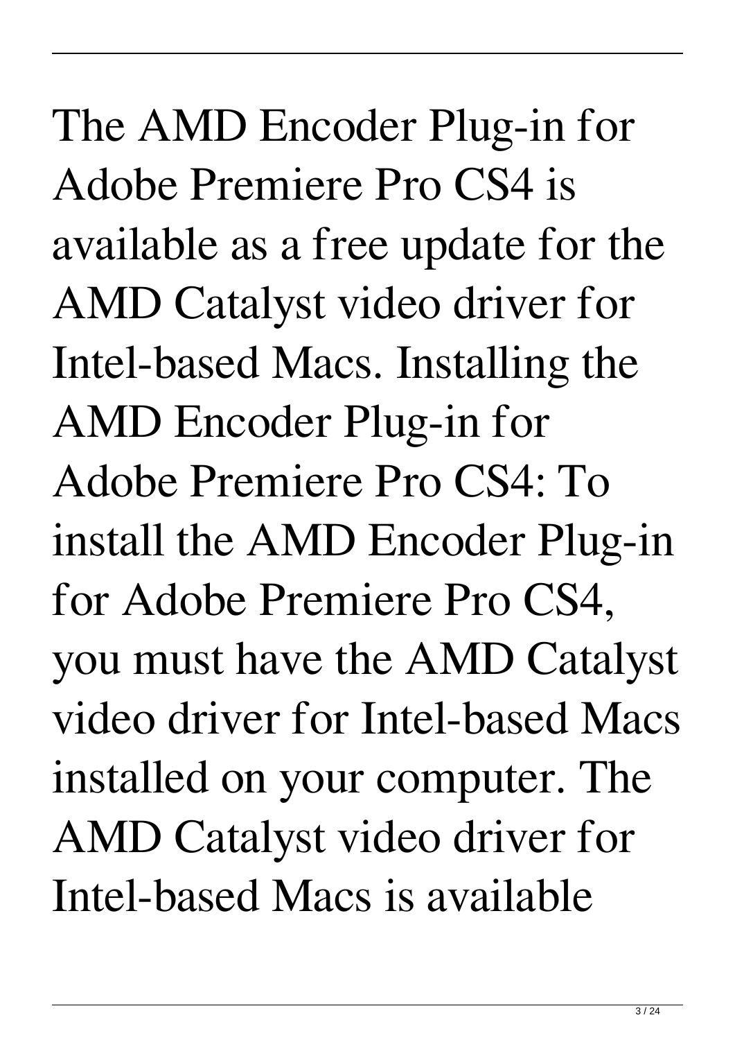The AMD Encoder Plug-in for Adobe Premiere Pro CS4 is available as a free update for the AMD Catalyst video driver for Intel-based Macs. Installing the AMD Encoder Plug-in for Adobe Premiere Pro CS4: To install the AMD Encoder Plug-in for Adobe Premiere Pro CS4, you must have the AMD Catalyst video driver for Intel-based Macs installed on your computer. The AMD Catalyst video driver for Intel-based Macs is available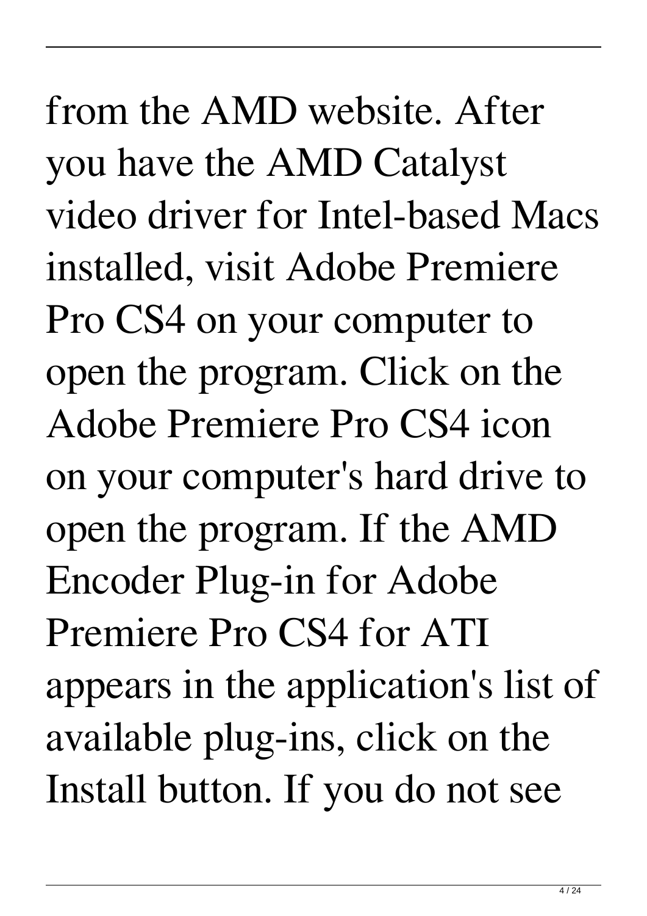from the AMD website. After you have the AMD Catalyst video driver for Intel-based Macs installed, visit Adobe Premiere Pro CS4 on your computer to open the program. Click on the Adobe Premiere Pro CS4 icon on your computer's hard drive to open the program. If the AMD Encoder Plug-in for Adobe Premiere Pro CS4 for ATI appears in the application's list of available plug-ins, click on the Install button. If you do not see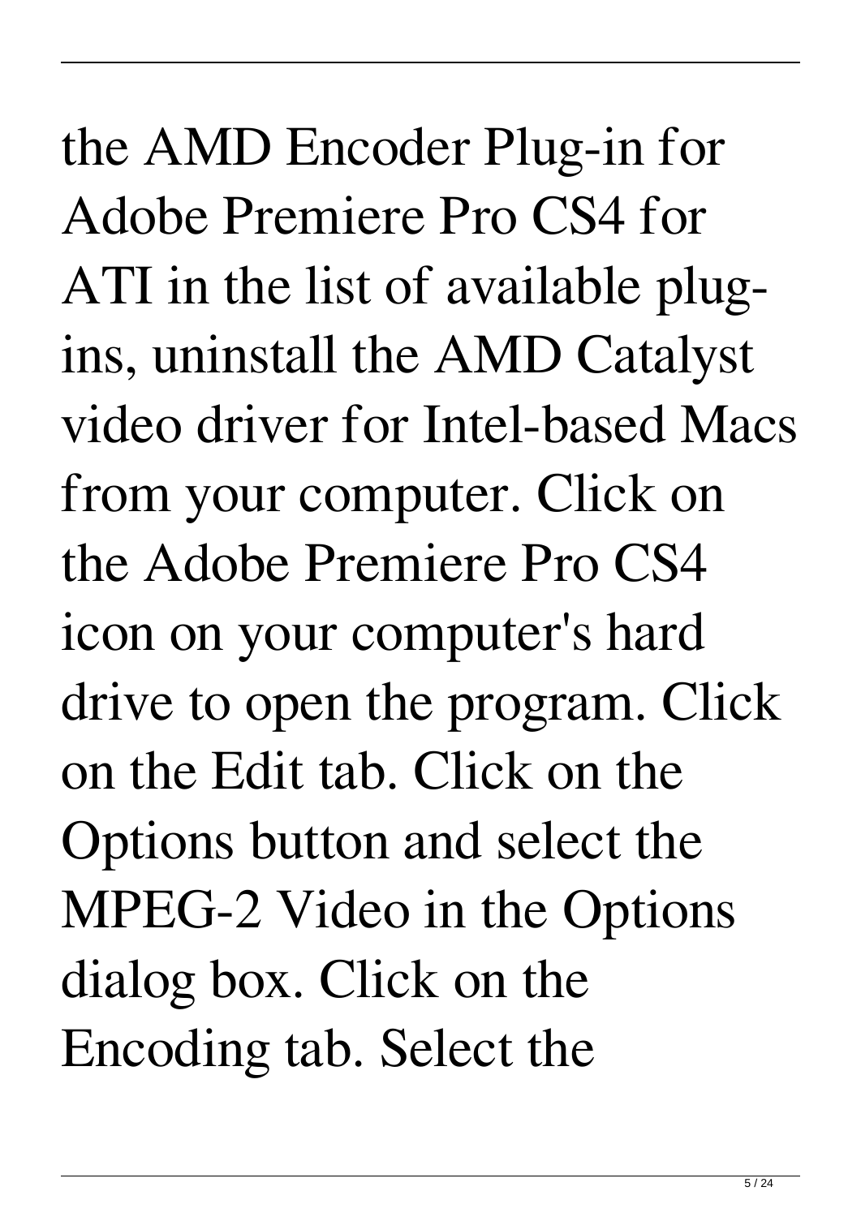the AMD Encoder Plug-in for Adobe Premiere Pro CS4 for ATI in the list of available plug-ins, uninstall the AMD Catalyst video driver for Intel-based Macs from your computer. Click on the Adobe Premiere Pro CS4 icon on your computer's hard drive to open the program. Click on the Edit tab. Click on the Options button and select the MPEG-2 Video in the Options dialog box. Click on the Encoding tab. Select the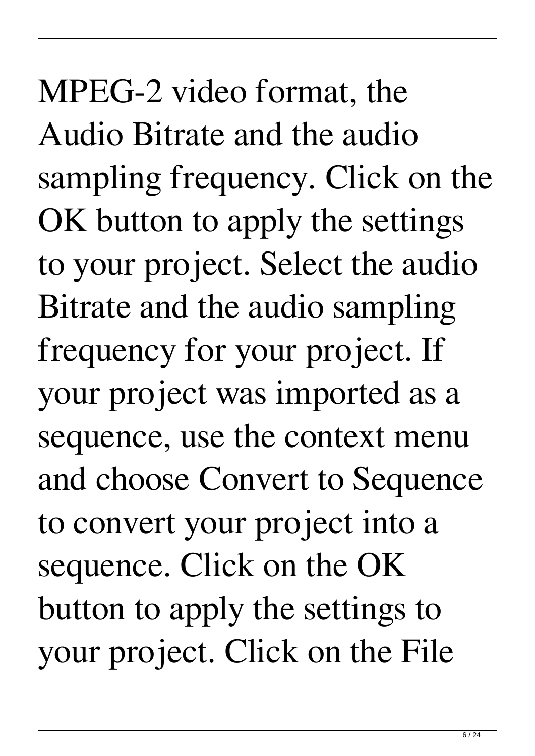MPEG-2 video format, the Audio Bitrate and the audio sampling frequency. Click on the OK button to apply the settings to your project. Select the audio Bitrate and the audio sampling frequency for your project. If your project was imported as a sequence, use the context menu and choose Convert to Sequence to convert your project into a sequence. Click on the OK button to apply the settings to your project. Click on the File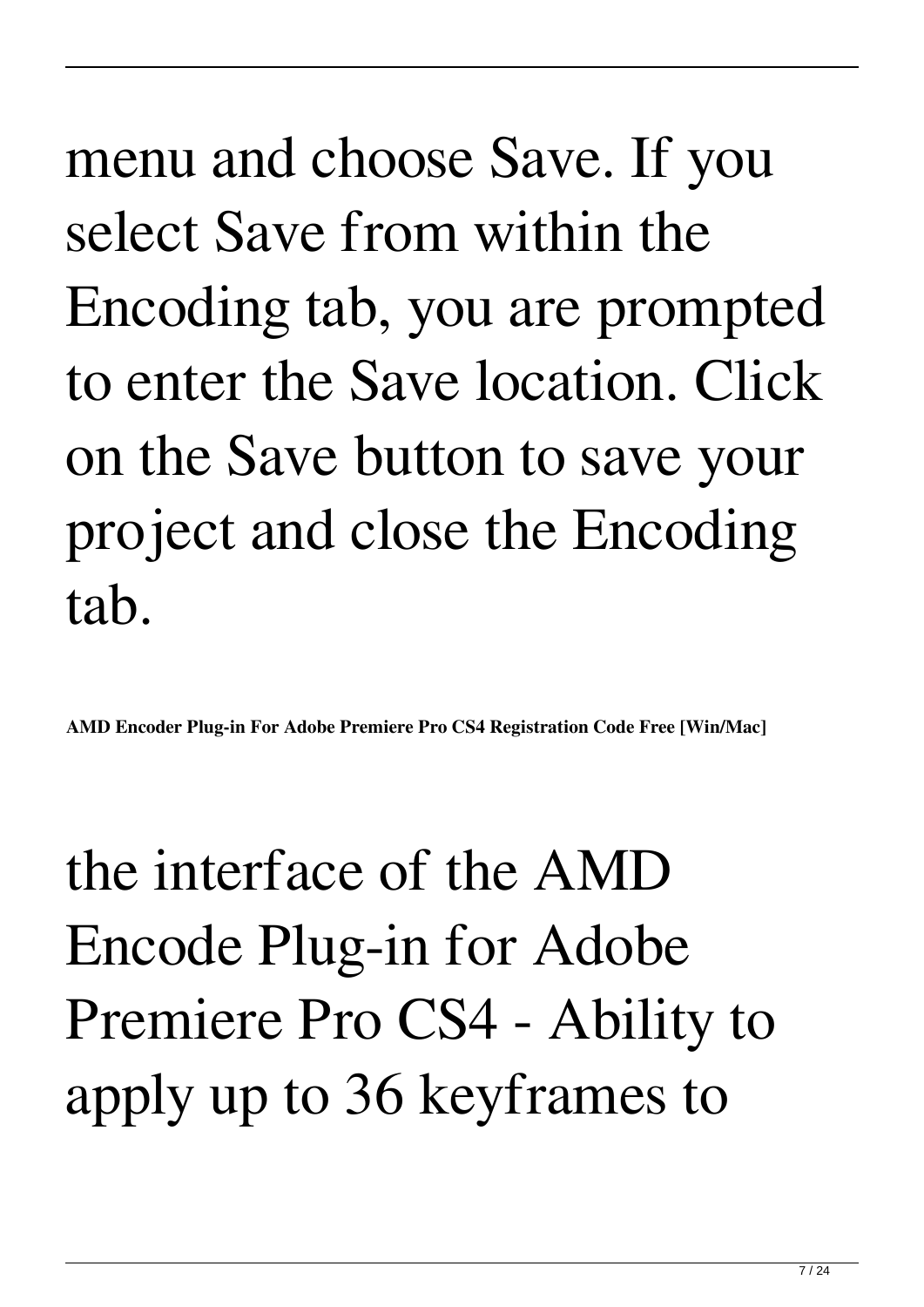menu and choose Save. If you select Save from within the Encoding tab, you are prompted to enter the Save location. Click on the Save button to save your project and close the Encoding tab.

**AMD Encoder Plug-in For Adobe Premiere Pro CS4 Registration Code Free [Win/Mac]**

the interface of the AMD Encode Plug-in for Adobe Premiere Pro CS4 - Ability to apply up to 36 keyframes to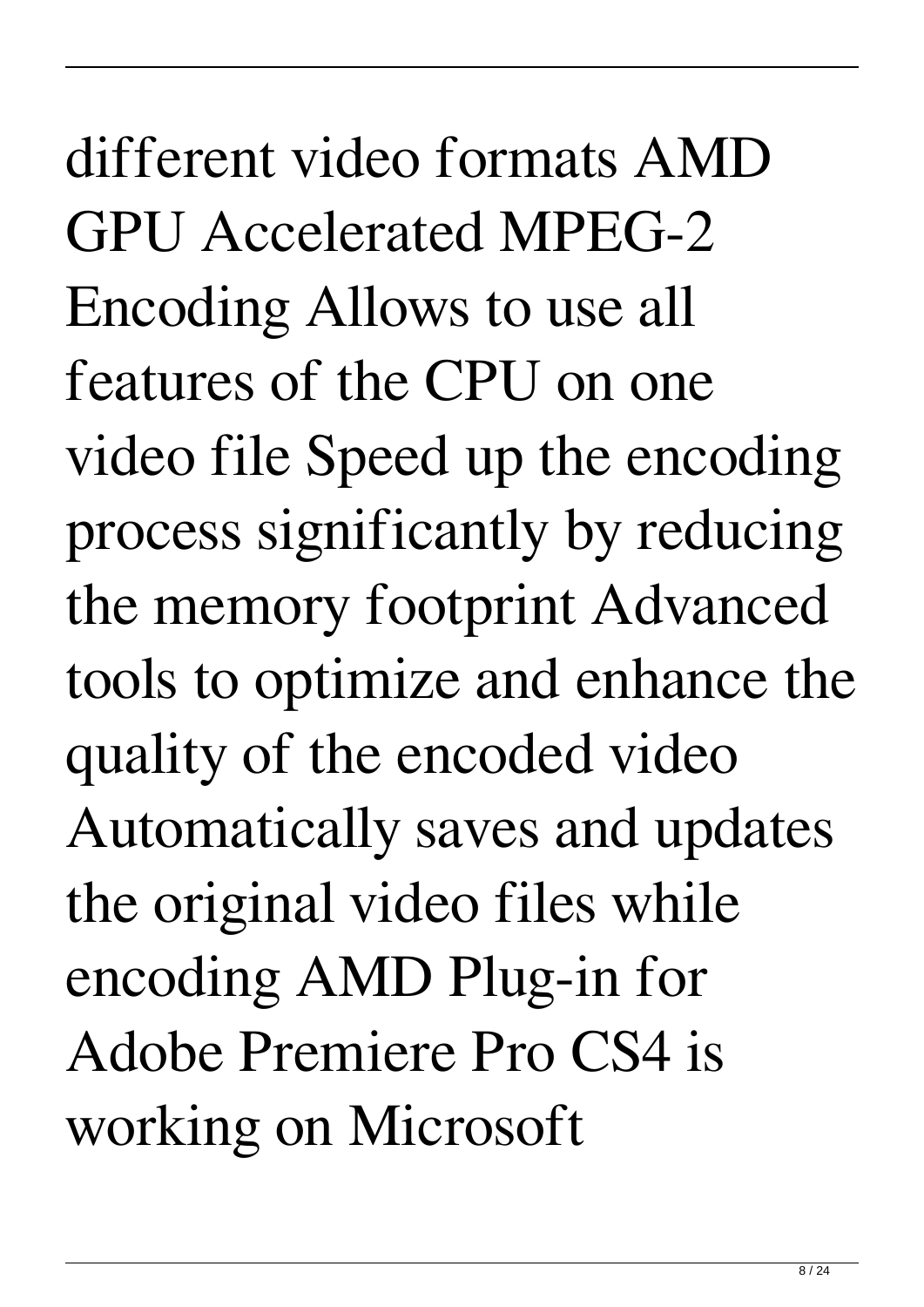different video formats AMD GPU Accelerated MPEG-2 Encoding Allows to use all features of the CPU on one video file Speed up the encoding process significantly by reducing the memory footprint Advanced tools to optimize and enhance the quality of the encoded video Automatically saves and updates the original video files while encoding AMD Plug-in for Adobe Premiere Pro CS4 is working on Microsoft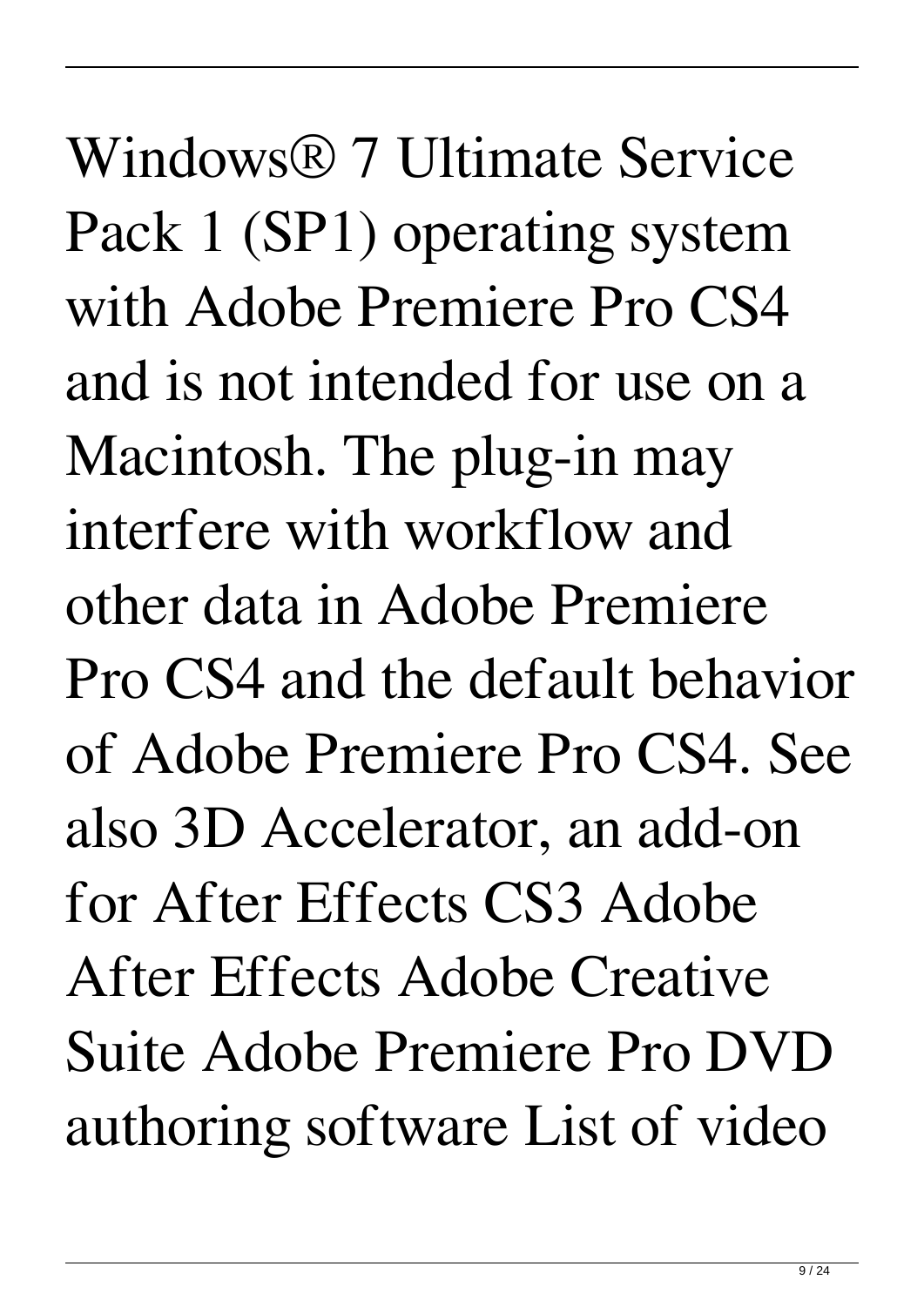Windows® 7 Ultimate Service Pack 1 (SP1) operating system with Adobe Premiere Pro CS4 and is not intended for use on a Macintosh. The plug-in may interfere with workflow and other data in Adobe Premiere Pro CS4 and the default behavior of Adobe Premiere Pro CS4. See also 3D Accelerator, an add-on for After Effects CS3 Adobe After Effects Adobe Creative Suite Adobe Premiere Pro DVD authoring software List of video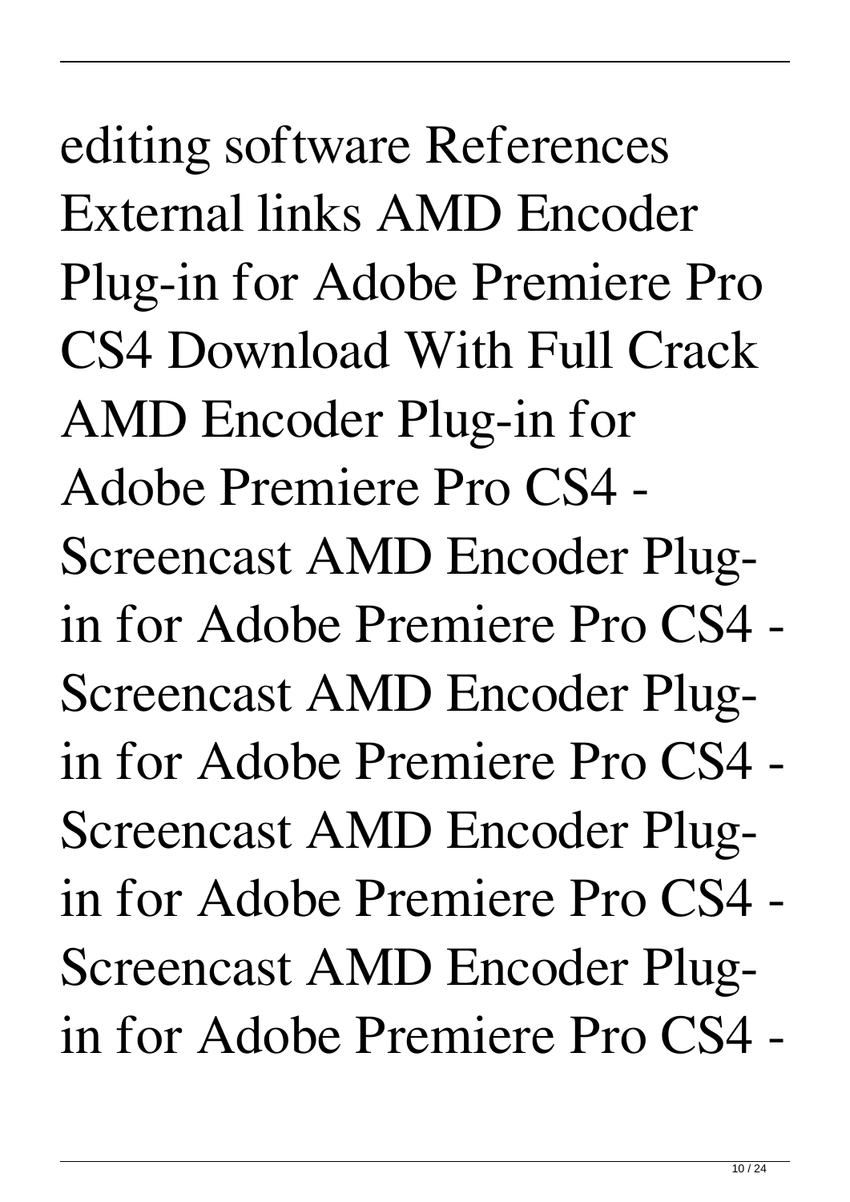editing software References External links AMD Encoder Plug-in for Adobe Premiere Pro CS4 Download With Full Crack AMD Encoder Plug-in for Adobe Premiere Pro CS4 - Screencast AMD Encoder Plug-in for Adobe Premiere Pro CS4 - Screencast AMD Encoder Plug-in for Adobe Premiere Pro CS4 - Screencast AMD Encoder Plug-in for Adobe Premiere Pro CS4 - Screencast AMD Encoder Plug-in for Adobe Premiere Pro CS4 -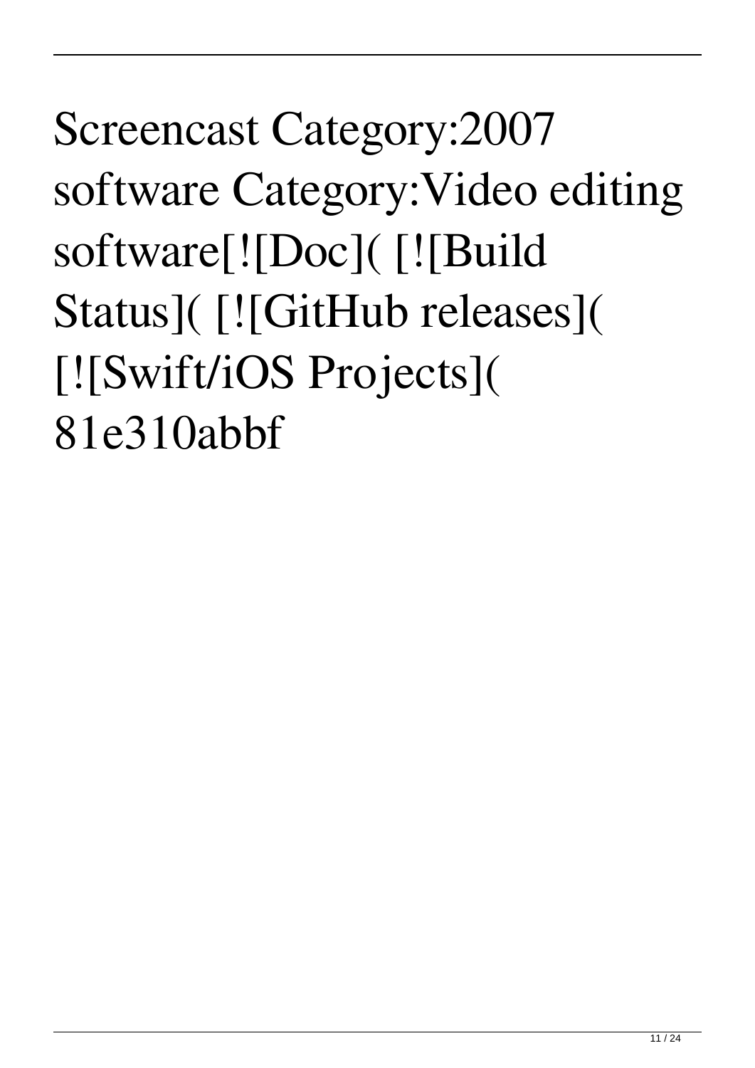Screencast Category:2007 software Category:Video editing software[![Doc]( [![Build Status]( [![GitHub releases]( [![Swift/iOS Projects]( 81e310abbf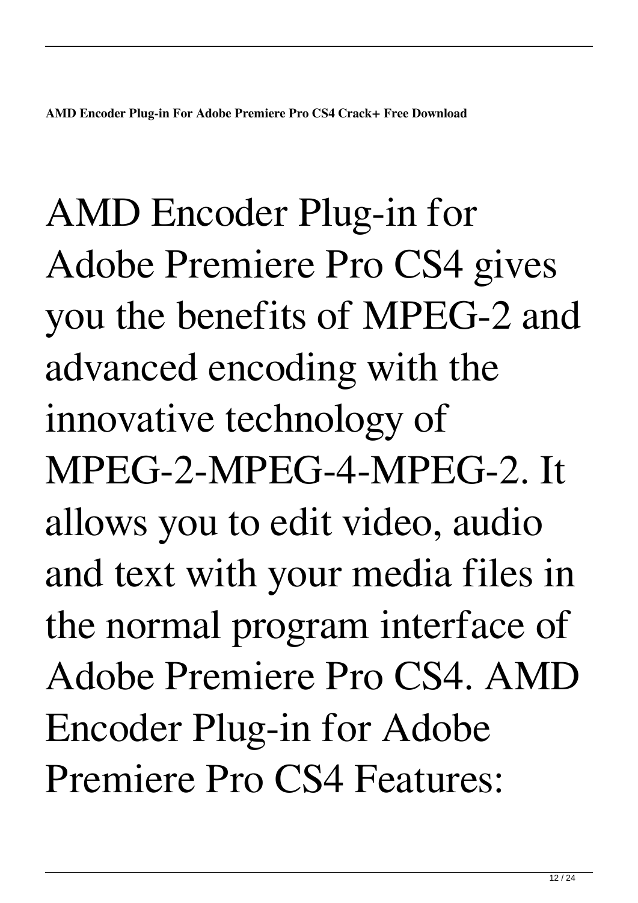**AMD Encoder Plug-in For Adobe Premiere Pro CS4 Crack+ Free Download**

AMD Encoder Plug-in for Adobe Premiere Pro CS4 gives you the benefits of MPEG-2 and advanced encoding with the innovative technology of MPEG-2-MPEG-4-MPEG-2. It allows you to edit video, audio and text with your media files in the normal program interface of Adobe Premiere Pro CS4. AMD Encoder Plug-in for Adobe Premiere Pro CS4 Features: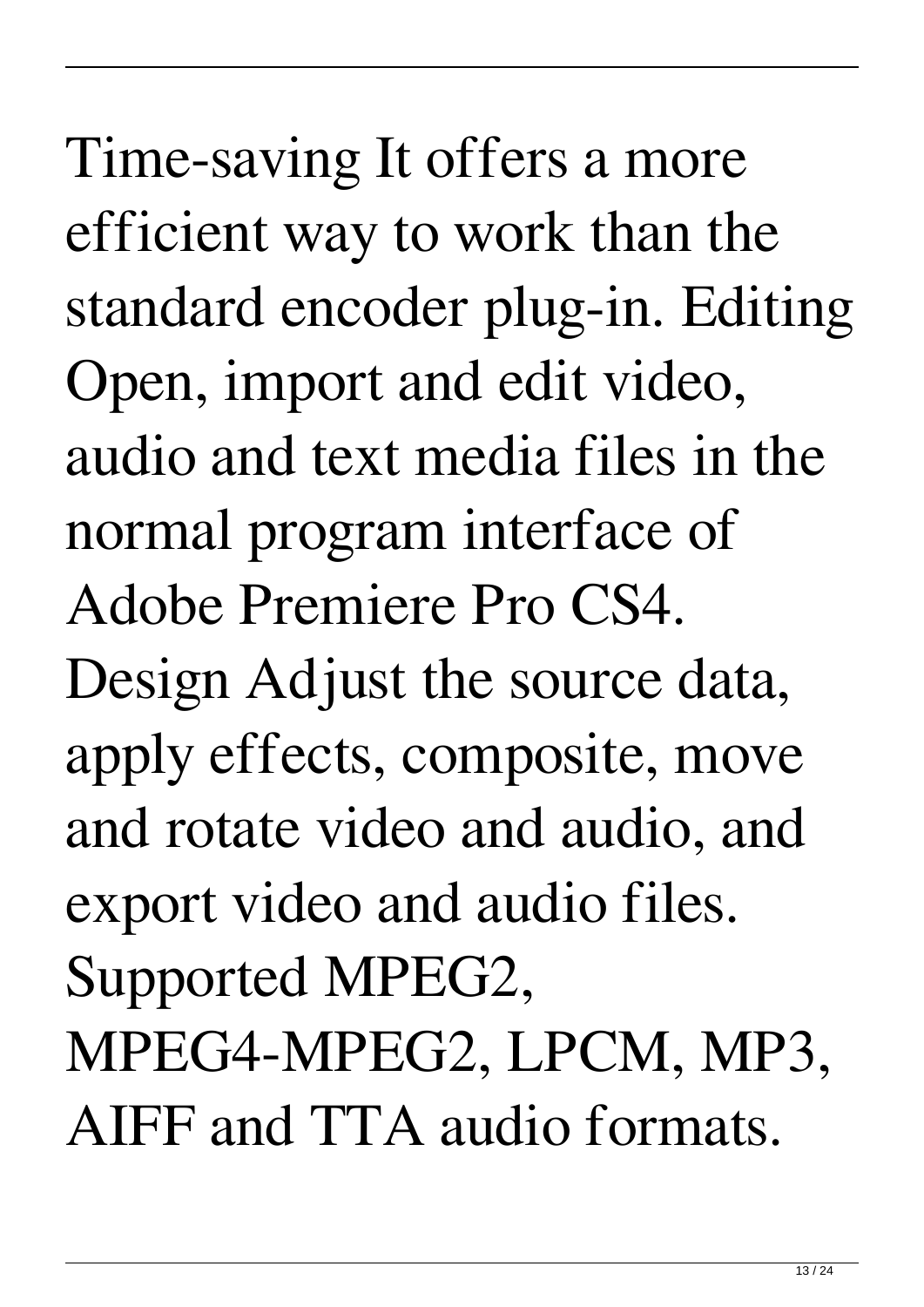Time-saving It offers a more efficient way to work than the standard encoder plug-in. Editing Open, import and edit video, audio and text media files in the normal program interface of Adobe Premiere Pro CS4. Design Adjust the source data, apply effects, composite, move and rotate video and audio, and export video and audio files. Supported MPEG2, MPEG4-MPEG2, LPCM, MP3, AIFF and TTA audio formats.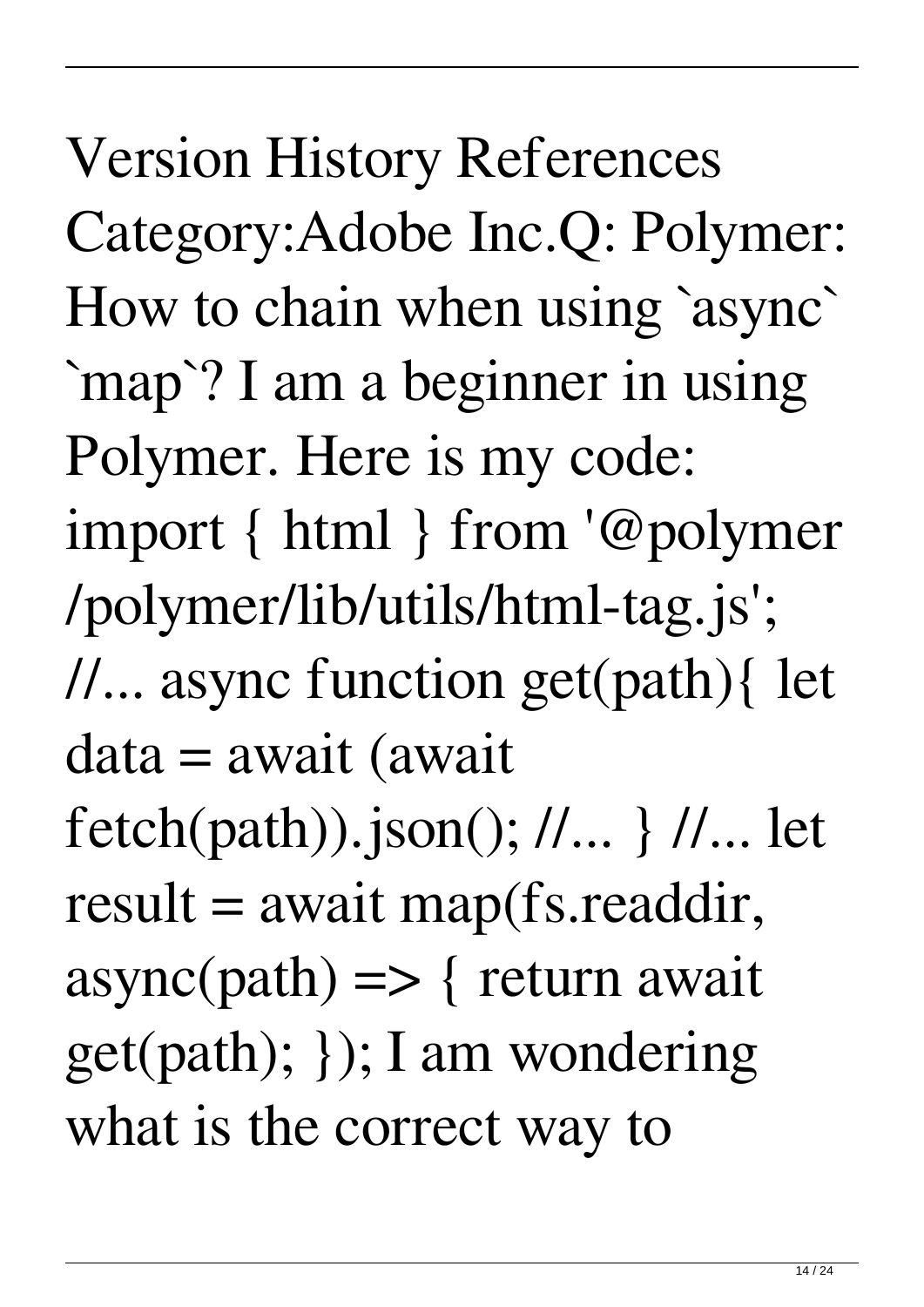Version History References Category:Adobe Inc.Q: Polymer: How to chain when using `async` `map`? I am a beginner in using Polymer. Here is my code: import { html } from '@polymer /polymer/lib/utils/html-tag.js'; //... async function get(path){ let data = await (await fetch(path)).json(); //... } //... let result = await map(fs.readdir, async(path) => { return await get(path); }); I am wondering what is the correct way to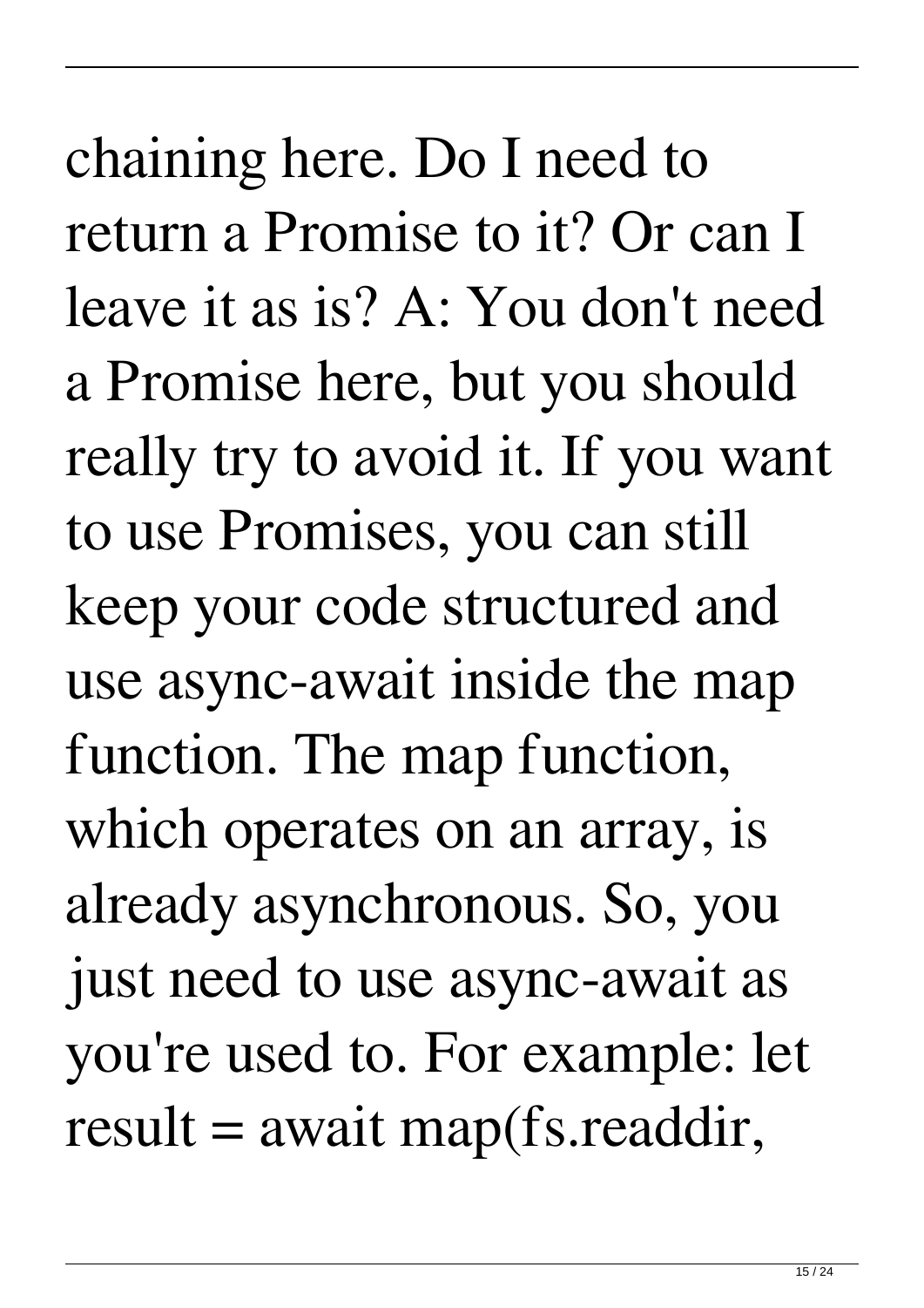chaining here. Do I need to return a Promise to it? Or can I leave it as is? A: You don't need a Promise here, but you should really try to avoid it. If you want to use Promises, you can still keep your code structured and use async-await inside the map function. The map function, which operates on an array, is already asynchronous. So, you just need to use async-await as you're used to. For example: let result = await map(fs.readdir,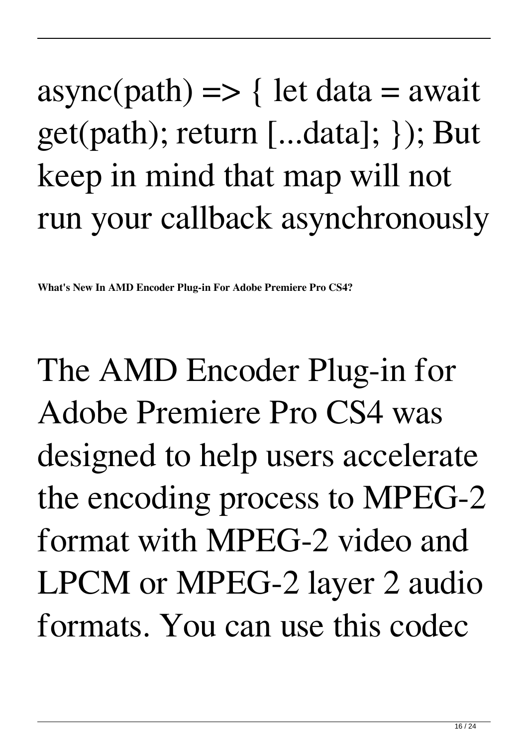async(path) => { let data = await get(path); return [...data]; }); But keep in mind that map will not run your callback asynchronously

**What's New In AMD Encoder Plug-in For Adobe Premiere Pro CS4?**

The AMD Encoder Plug-in for Adobe Premiere Pro CS4 was designed to help users accelerate the encoding process to MPEG-2 format with MPEG-2 video and LPCM or MPEG-2 layer 2 audio formats. You can use this codec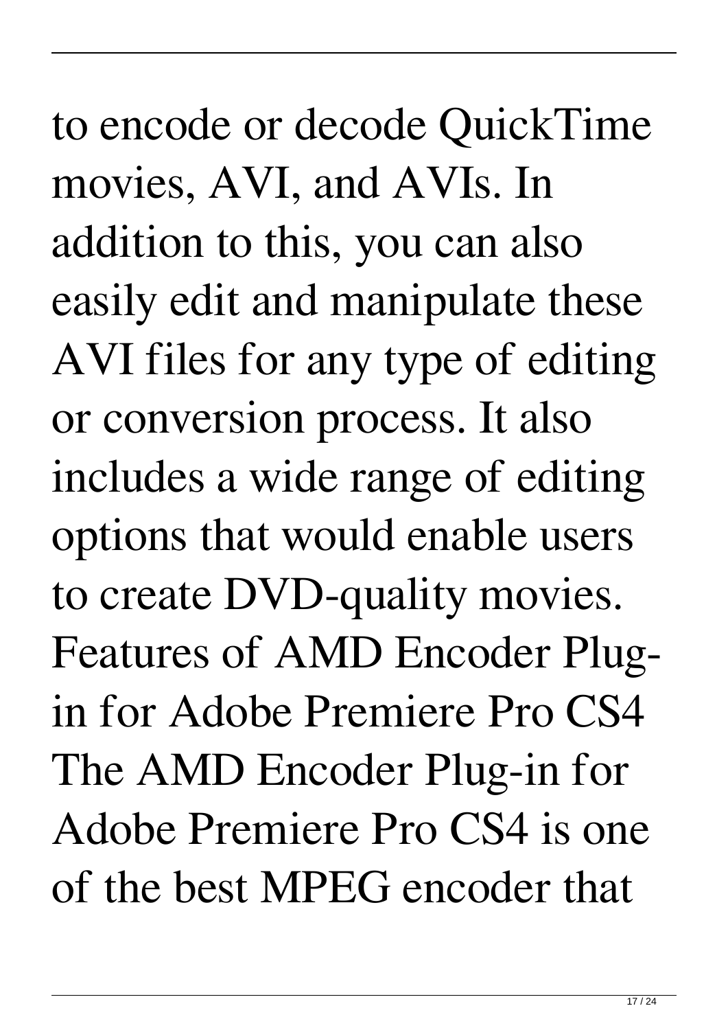to encode or decode QuickTime movies, AVI, and AVIs. In addition to this, you can also easily edit and manipulate these AVI files for any type of editing or conversion process. It also includes a wide range of editing options that would enable users to create DVD-quality movies. Features of AMD Encoder Plug-in for Adobe Premiere Pro CS4 The AMD Encoder Plug-in for Adobe Premiere Pro CS4 is one of the best MPEG encoder that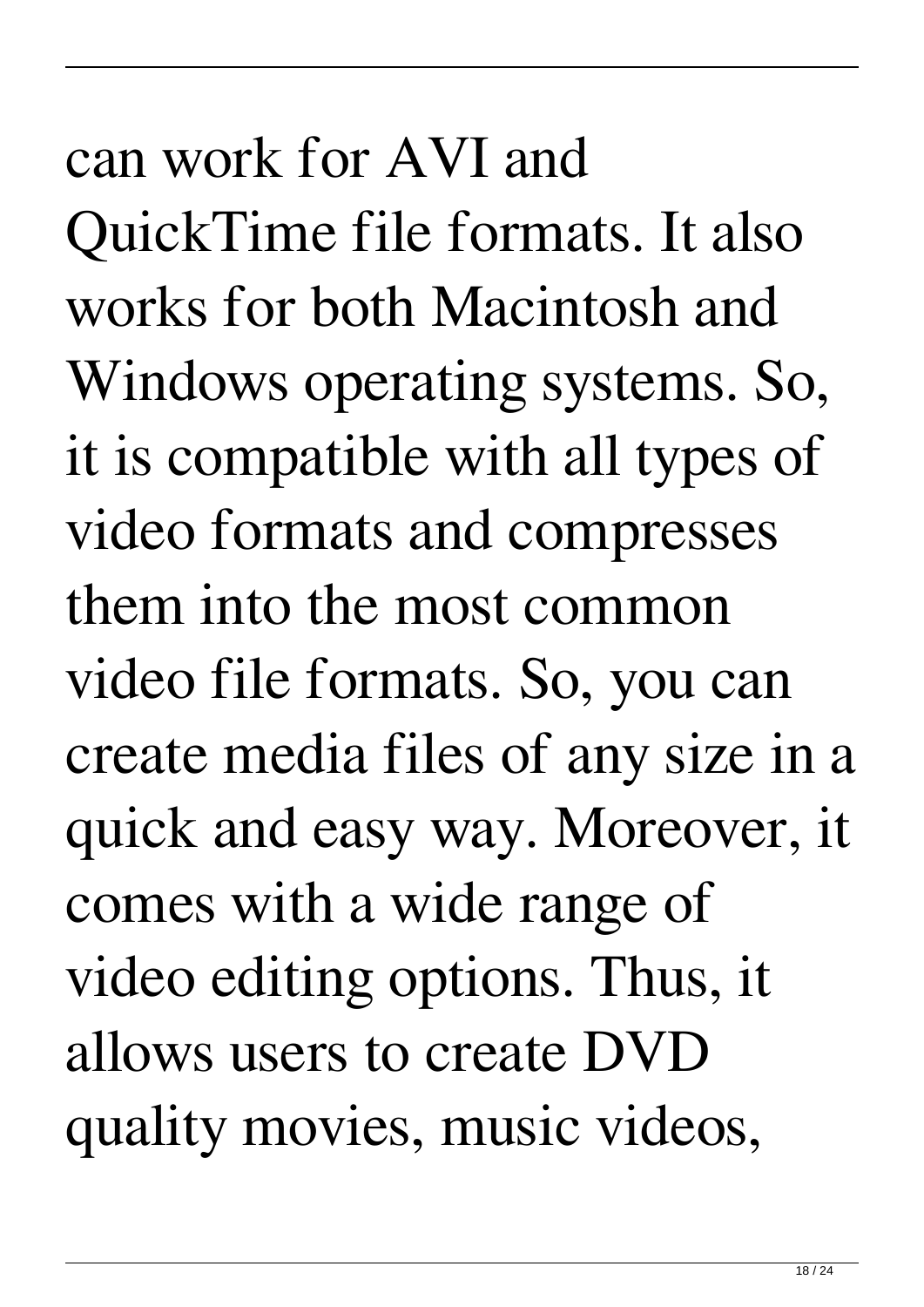can work for AVI and QuickTime file formats. It also works for both Macintosh and Windows operating systems. So, it is compatible with all types of video formats and compresses them into the most common video file formats. So, you can create media files of any size in a quick and easy way. Moreover, it comes with a wide range of video editing options. Thus, it allows users to create DVD quality movies, music videos,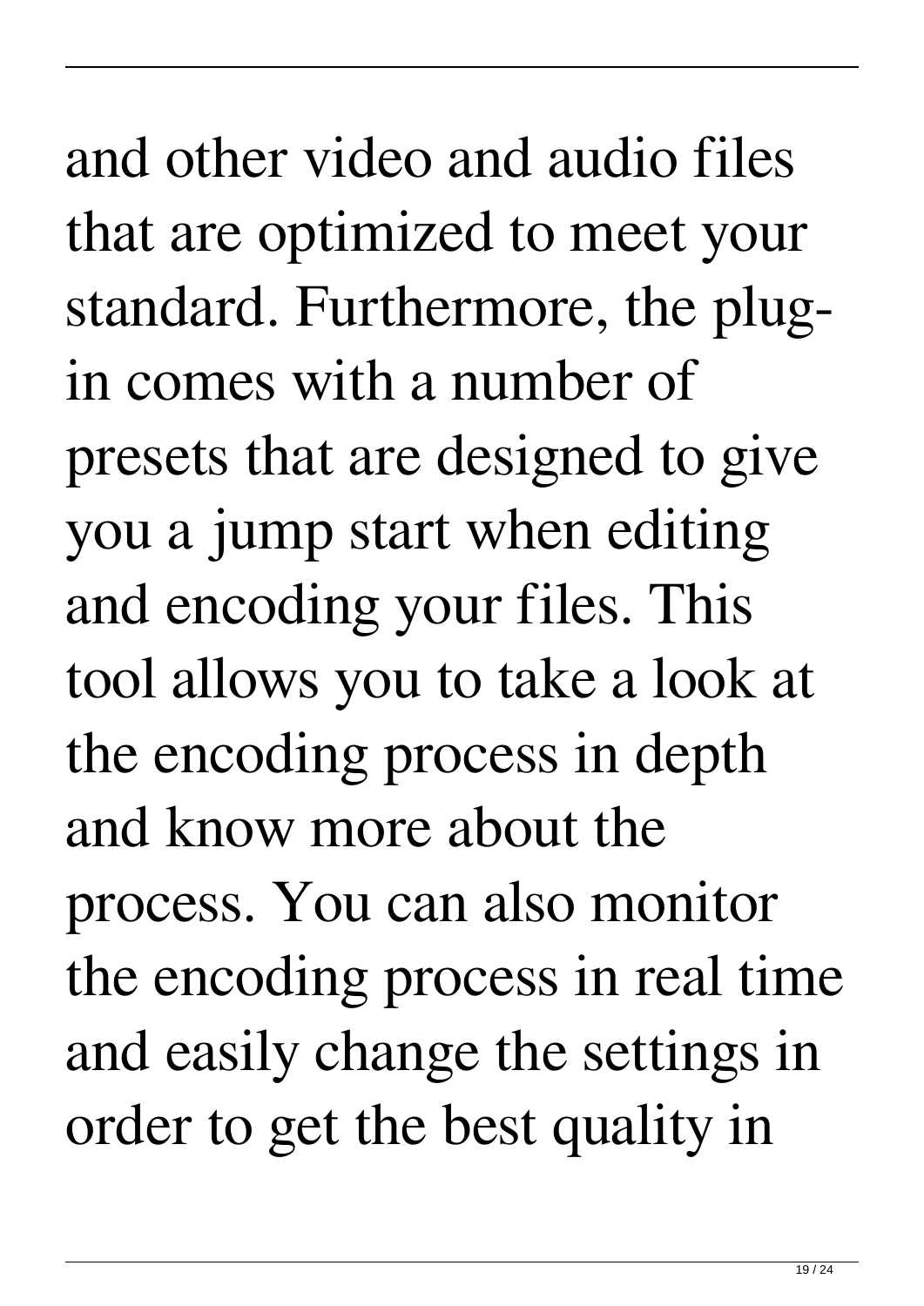and other video and audio files that are optimized to meet your standard. Furthermore, the plug-in comes with a number of presets that are designed to give you a jump start when editing and encoding your files. This tool allows you to take a look at the encoding process in depth and know more about the process. You can also monitor the encoding process in real time and easily change the settings in order to get the best quality in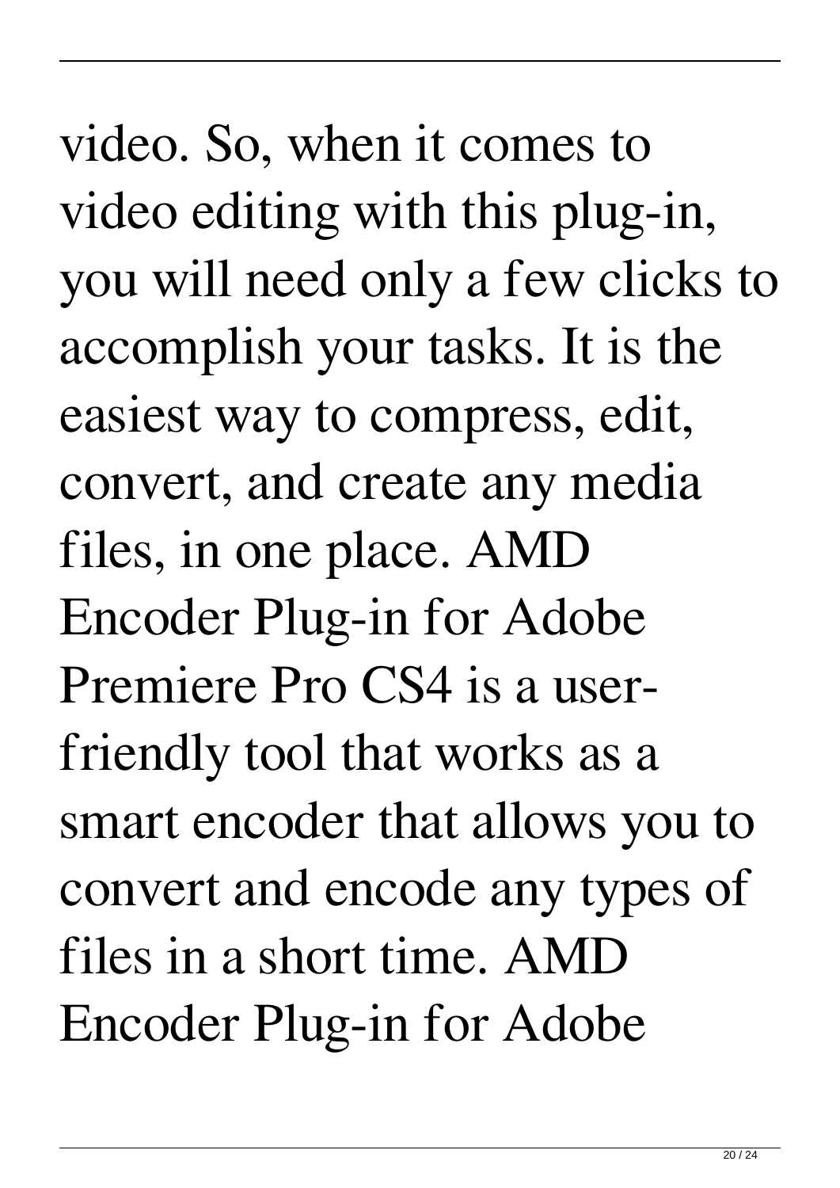video. So, when it comes to video editing with this plug-in, you will need only a few clicks to accomplish your tasks. It is the easiest way to compress, edit, convert, and create any media files, in one place. AMD Encoder Plug-in for Adobe Premiere Pro CS4 is a user-friendly tool that works as a smart encoder that allows you to convert and encode any types of files in a short time. AMD Encoder Plug-in for Adobe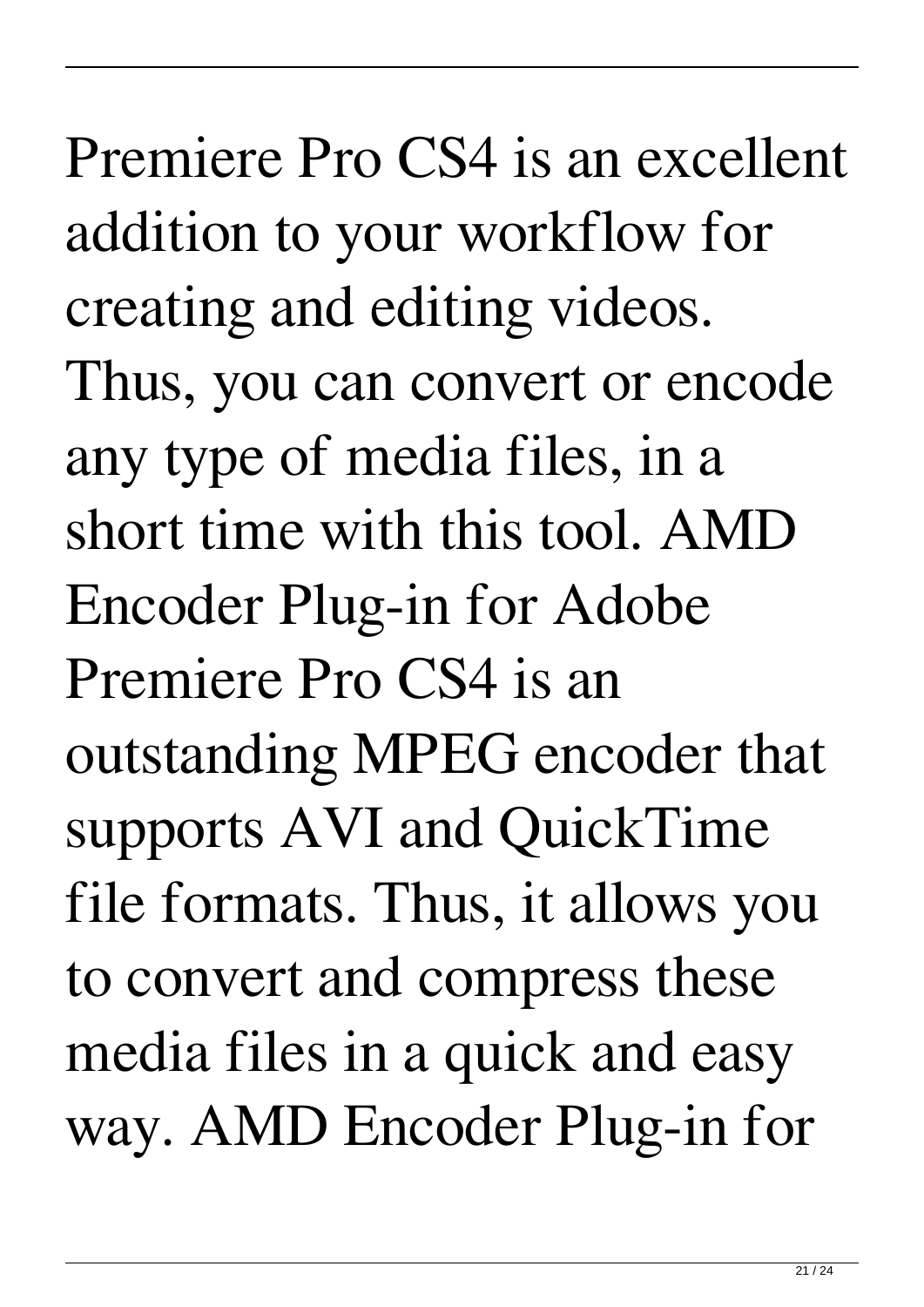Premiere Pro CS4 is an excellent addition to your workflow for creating and editing videos. Thus, you can convert or encode any type of media files, in a short time with this tool. AMD Encoder Plug-in for Adobe Premiere Pro CS4 is an outstanding MPEG encoder that supports AVI and QuickTime file formats. Thus, it allows you to convert and compress these media files in a quick and easy way. AMD Encoder Plug-in for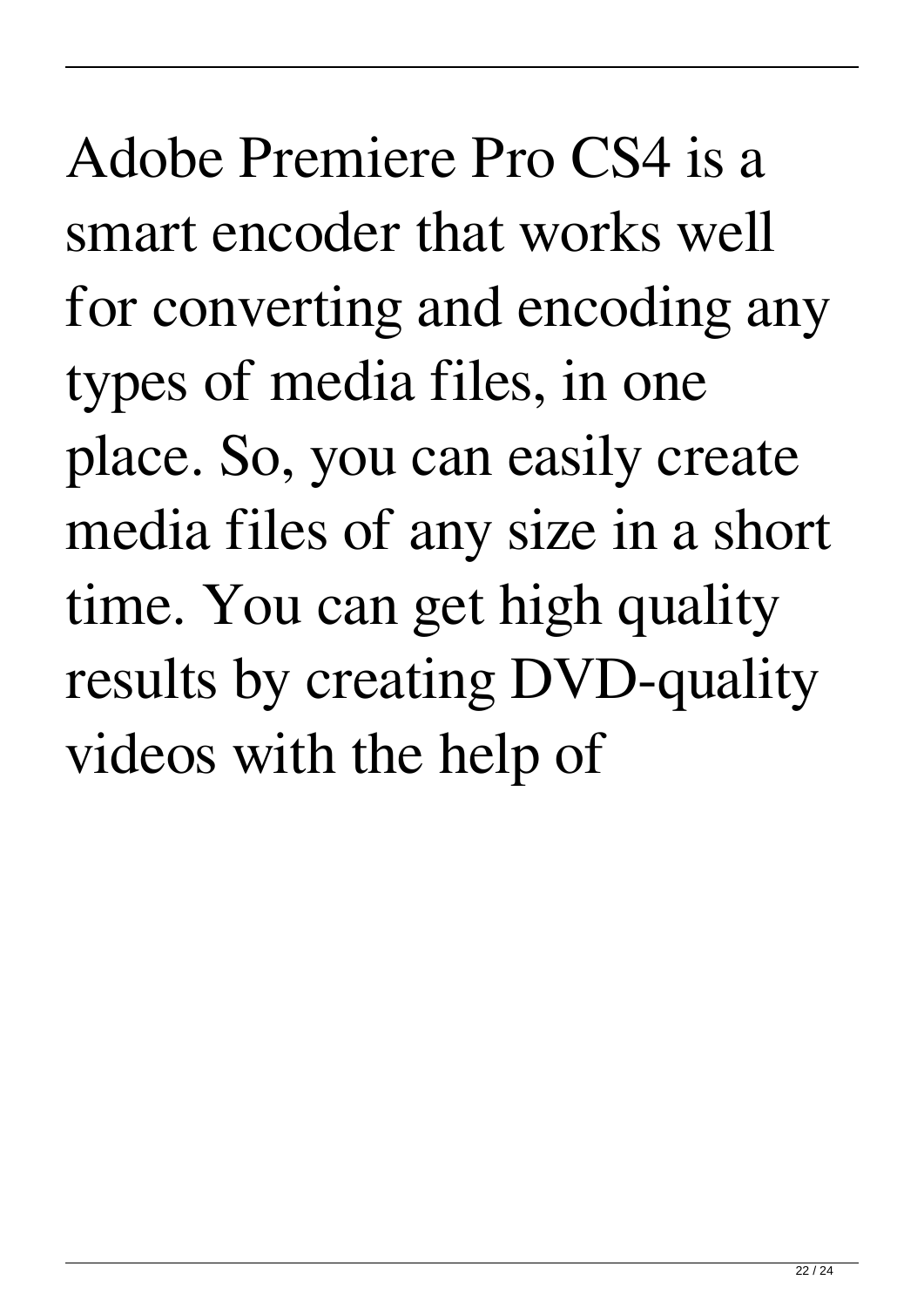Adobe Premiere Pro CS4 is a smart encoder that works well for converting and encoding any types of media files, in one place. So, you can easily create media files of any size in a short time. You can get high quality results by creating DVD-quality videos with the help of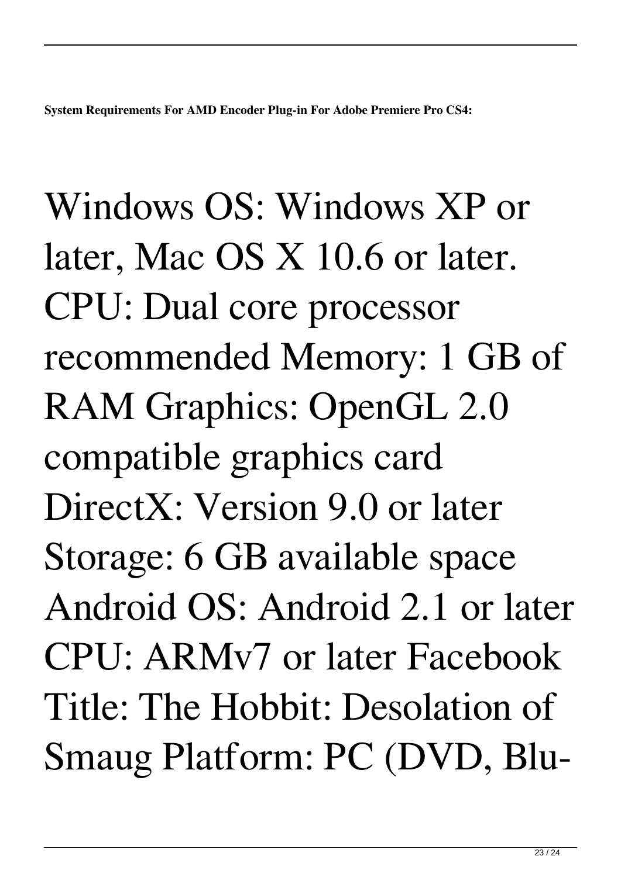**System Requirements For AMD Encoder Plug-in For Adobe Premiere Pro CS4:**

Windows OS: Windows XP or later, Mac OS X 10.6 or later. CPU: Dual core processor recommended Memory: 1 GB of RAM Graphics: OpenGL 2.0 compatible graphics card DirectX: Version 9.0 or later Storage: 6 GB available space Android OS: Android 2.1 or later CPU: ARMv7 or later Facebook Title: The Hobbit: Desolation of Smaug Platform: PC (DVD, Blu-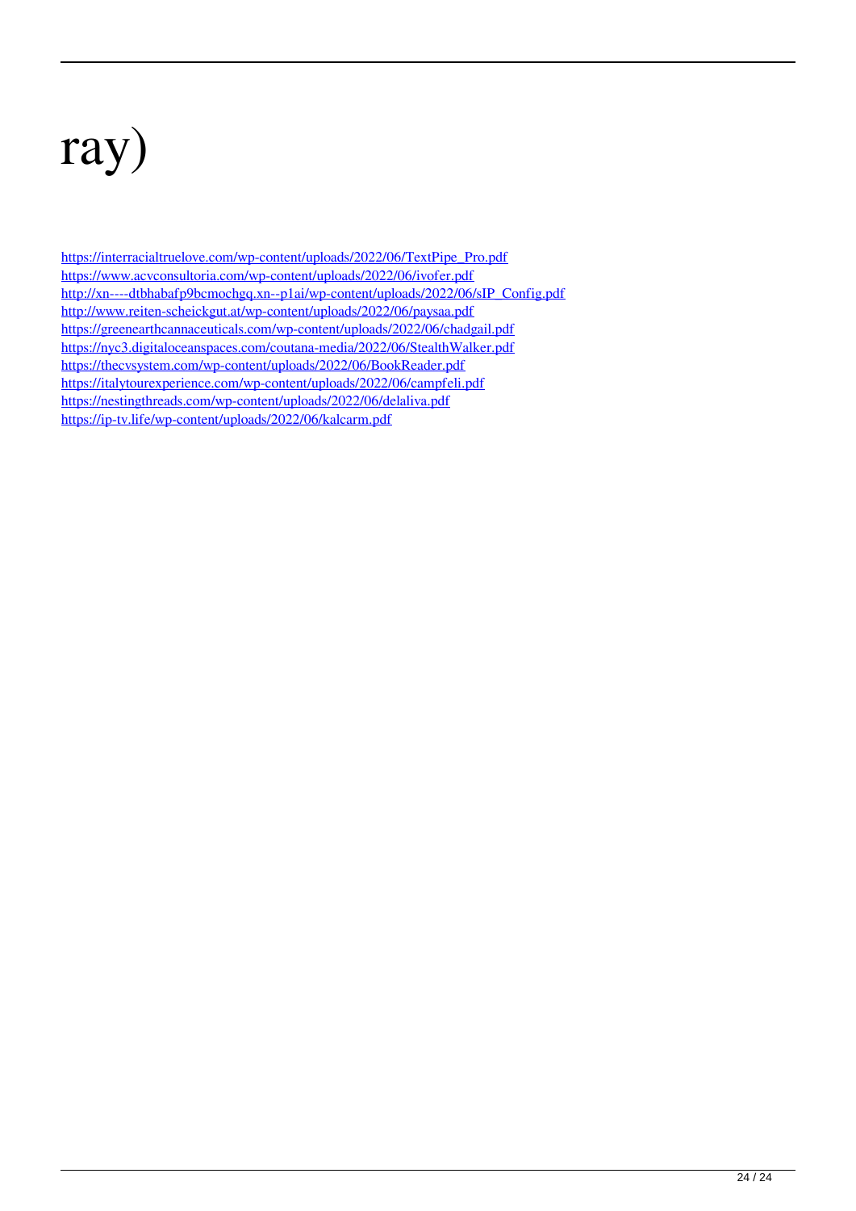# ray)

https://interracialtruelove.com/wp-content/uploads/2022/06/TextPipe_Pro.pdf
https://www.acvconsultoria.com/wp-content/uploads/2022/06/ivofer.pdf
http://xn----dtbhabafp9bcmochgq.xn--p1ai/wp-content/uploads/2022/06/sIP_Config.pdf
http://www.reiten-scheickgut.at/wp-content/uploads/2022/06/paysaa.pdf
https://greenearthcannaceuticals.com/wp-content/uploads/2022/06/chadgail.pdf
https://nyc3.digitaloceanspaces.com/coutana-media/2022/06/StealthWalker.pdf
https://thecvsystem.com/wp-content/uploads/2022/06/BookReader.pdf
https://italytourexperience.com/wp-content/uploads/2022/06/campfeli.pdf
https://nestingthreads.com/wp-content/uploads/2022/06/delaliva.pdf
https://ip-tv.life/wp-content/uploads/2022/06/kalcarm.pdf